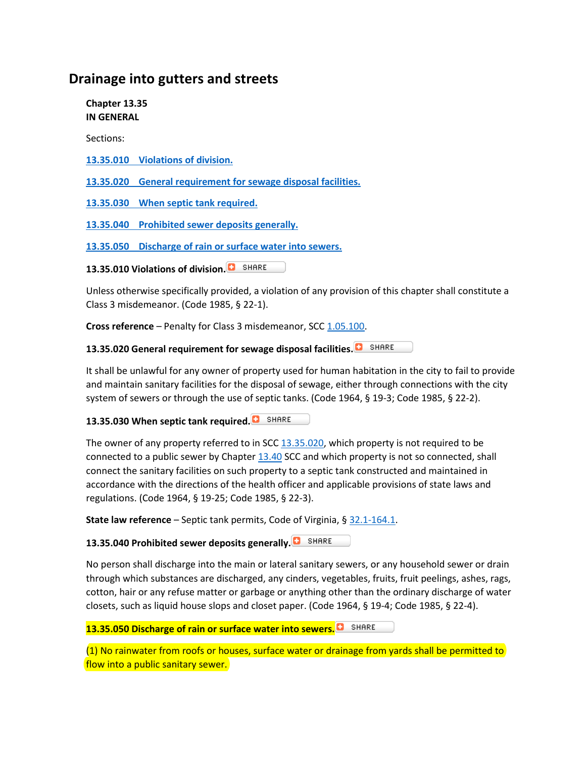# Drainage into gutters and streets

**Chapter 13.35**
**IN GENERAL**

Sections:

[13.35.010 Violations of division.](#)

[13.35.020 General requirement for sewage disposal facilities.](#)

[13.35.030 When septic tank required.](#)

[13.35.040 Prohibited sewer deposits generally.](#)

[13.35.050 Discharge of rain or surface water into sewers.](#)

**13.35.010 Violations of division.**

Unless otherwise specifically provided, a violation of any provision of this chapter shall constitute a Class 3 misdemeanor. (Code 1985, § 22-1).

**Cross reference** – Penalty for Class 3 misdemeanor, SCC 1.05.100.

**13.35.020 General requirement for sewage disposal facilities.**

It shall be unlawful for any owner of property used for human habitation in the city to fail to provide and maintain sanitary facilities for the disposal of sewage, either through connections with the city system of sewers or through the use of septic tanks. (Code 1964, § 19-3; Code 1985, § 22-2).

**13.35.030 When septic tank required.**

The owner of any property referred to in SCC 13.35.020, which property is not required to be connected to a public sewer by Chapter 13.40 SCC and which property is not so connected, shall connect the sanitary facilities on such property to a septic tank constructed and maintained in accordance with the directions of the health officer and applicable provisions of state laws and regulations. (Code 1964, § 19-25; Code 1985, § 22-3).

**State law reference** – Septic tank permits, Code of Virginia, § 32.1-164.1.

**13.35.040 Prohibited sewer deposits generally.**

No person shall discharge into the main or lateral sanitary sewers, or any household sewer or drain through which substances are discharged, any cinders, vegetables, fruits, fruit peelings, ashes, rags, cotton, hair or any refuse matter or garbage or anything other than the ordinary discharge of water closets, such as liquid house slops and closet paper. (Code 1964, § 19-4; Code 1985, § 22-4).

**13.35.050 Discharge of rain or surface water into sewers.**

(1) No rainwater from roofs or houses, surface water or drainage from yards shall be permitted to flow into a public sanitary sewer.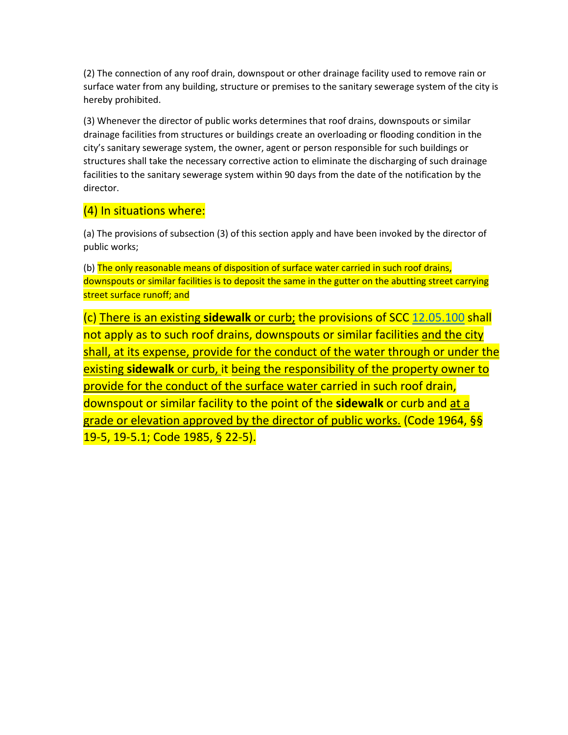(2) The connection of any roof drain, downspout or other drainage facility used to remove rain or surface water from any building, structure or premises to the sanitary sewerage system of the city is hereby prohibited.

(3) Whenever the director of public works determines that roof drains, downspouts or similar drainage facilities from structures or buildings create an overloading or flooding condition in the city's sanitary sewerage system, the owner, agent or person responsible for such buildings or structures shall take the necessary corrective action to eliminate the discharging of such drainage facilities to the sanitary sewerage system within 90 days from the date of the notification by the director.

(4) In situations where:

(a) The provisions of subsection (3) of this section apply and have been invoked by the director of public works;

(b) The only reasonable means of disposition of surface water carried in such roof drains, downspouts or similar facilities is to deposit the same in the gutter on the abutting street carrying street surface runoff; and

(c) There is an existing **sidewalk** or curb; the provisions of SCC 12.05.100 shall not apply as to such roof drains, downspouts or similar facilities and the city shall, at its expense, provide for the conduct of the water through or under the existing **sidewalk** or curb, it being the responsibility of the property owner to provide for the conduct of the surface water carried in such roof drain, downspout or similar facility to the point of the **sidewalk** or curb and at a grade or elevation approved by the director of public works. (Code 1964, §§ 19-5, 19-5.1; Code 1985, § 22-5).